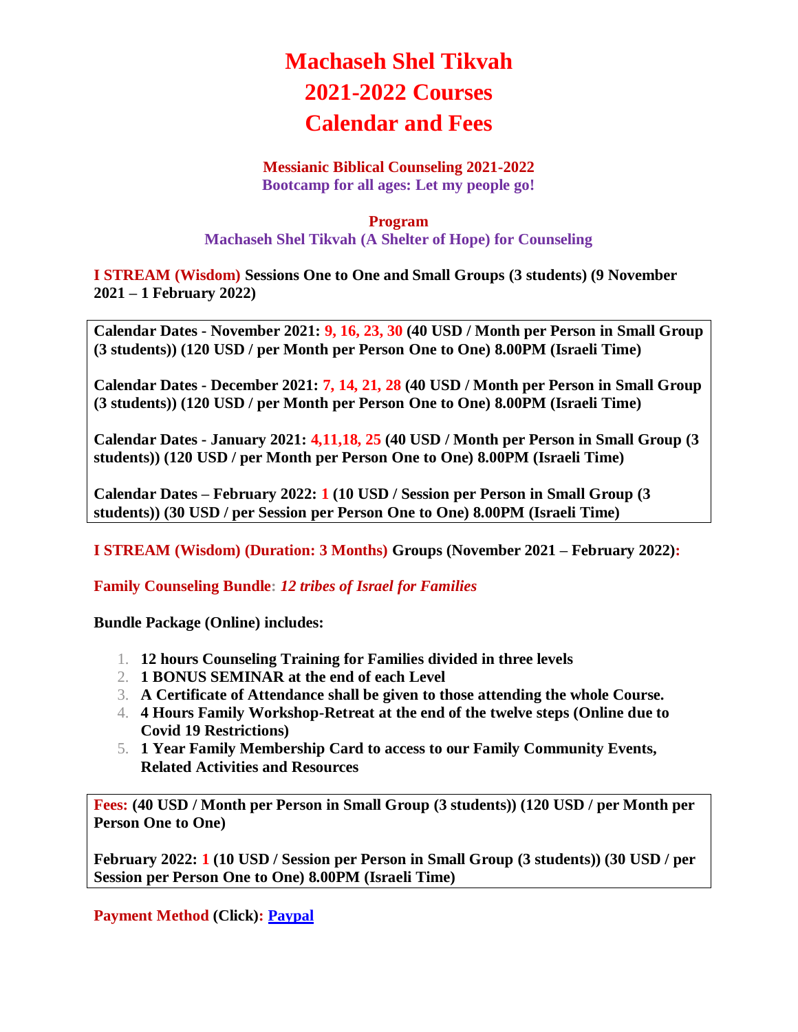# Machaseh Shel Tikvah
# 2021-2022 Courses
# Calendar and Fees

**Messianic Biblical Counseling 2021-2022**
**Bootcamp for all ages: Let my people go!**

**Program**
**Machaseh Shel Tikvah (A Shelter of Hope) for Counseling**

**I STREAM (Wisdom) Sessions One to One and Small Groups (3 students) (9 November 2021 – 1 February 2022)**

**Calendar Dates - November 2021: 9, 16, 23, 30 (40 USD / Month per Person in Small Group (3 students)) (120 USD / per Month per Person One to One) 8.00PM (Israeli Time)**

**Calendar Dates - December 2021: 7, 14, 21, 28 (40 USD / Month per Person in Small Group (3 students)) (120 USD / per Month per Person One to One) 8.00PM (Israeli Time)**

**Calendar Dates - January 2021: 4,11,18, 25 (40 USD / Month per Person in Small Group (3 students)) (120 USD / per Month per Person One to One) 8.00PM (Israeli Time)**

**Calendar Dates – February 2022: 1 (10 USD / Session per Person in Small Group (3 students)) (30 USD / per Session per Person One to One) 8.00PM (Israeli Time)**

**I STREAM (Wisdom) (Duration: 3 Months) Groups (November 2021 – February 2022):**

**Family Counseling Bundle: *12 tribes of Israel for Families***

**Bundle Package (Online) includes:**

1. **12 hours Counseling Training for Families divided in three levels**
2. **1 BONUS SEMINAR at the end of each Level**
3. **A Certificate of Attendance shall be given to those attending the whole Course.**
4. **4 Hours Family Workshop-Retreat at the end of the twelve steps (Online due to Covid 19 Restrictions)**
5. **1 Year Family Membership Card to access to our Family Community Events, Related Activities and Resources**

**Fees: (40 USD / Month per Person in Small Group (3 students)) (120 USD / per Month per Person One to One)**

**February 2022: 1 (10 USD / Session per Person in Small Group (3 students)) (30 USD / per Session per Person One to One) 8.00PM (Israeli Time)**

**Payment Method (Click): Paypal**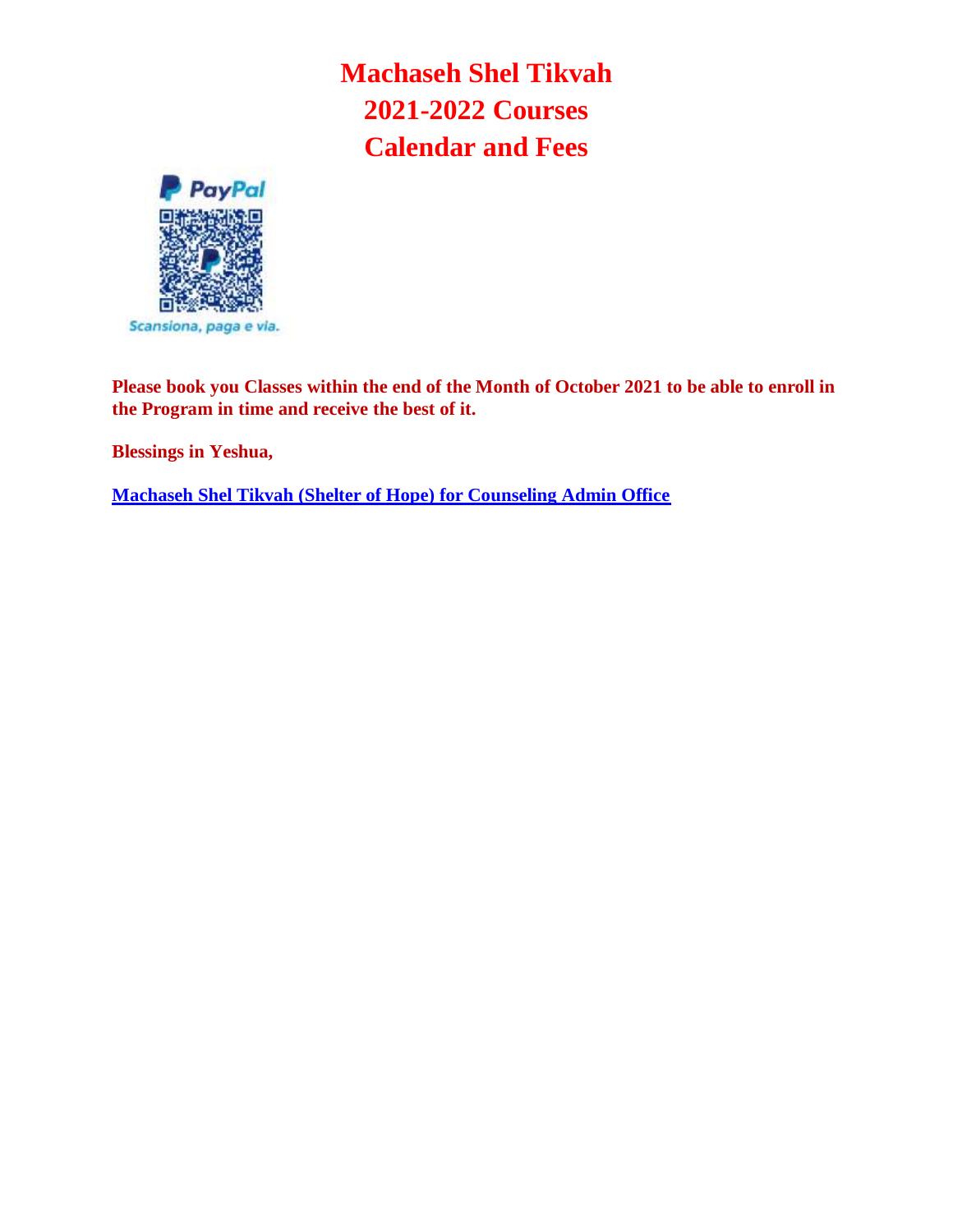# Machaseh Shel Tikvah
# 2021-2022 Courses
# Calendar and Fees

PayPal

Scansiona, paga e via.

**Please book you Classes within the end of the Month of October 2021 to be able to enroll in the Program in time and receive the best of it.**

**Blessings in Yeshua,**

**Machaseh Shel Tikvah (Shelter of Hope) for Counseling Admin Office**